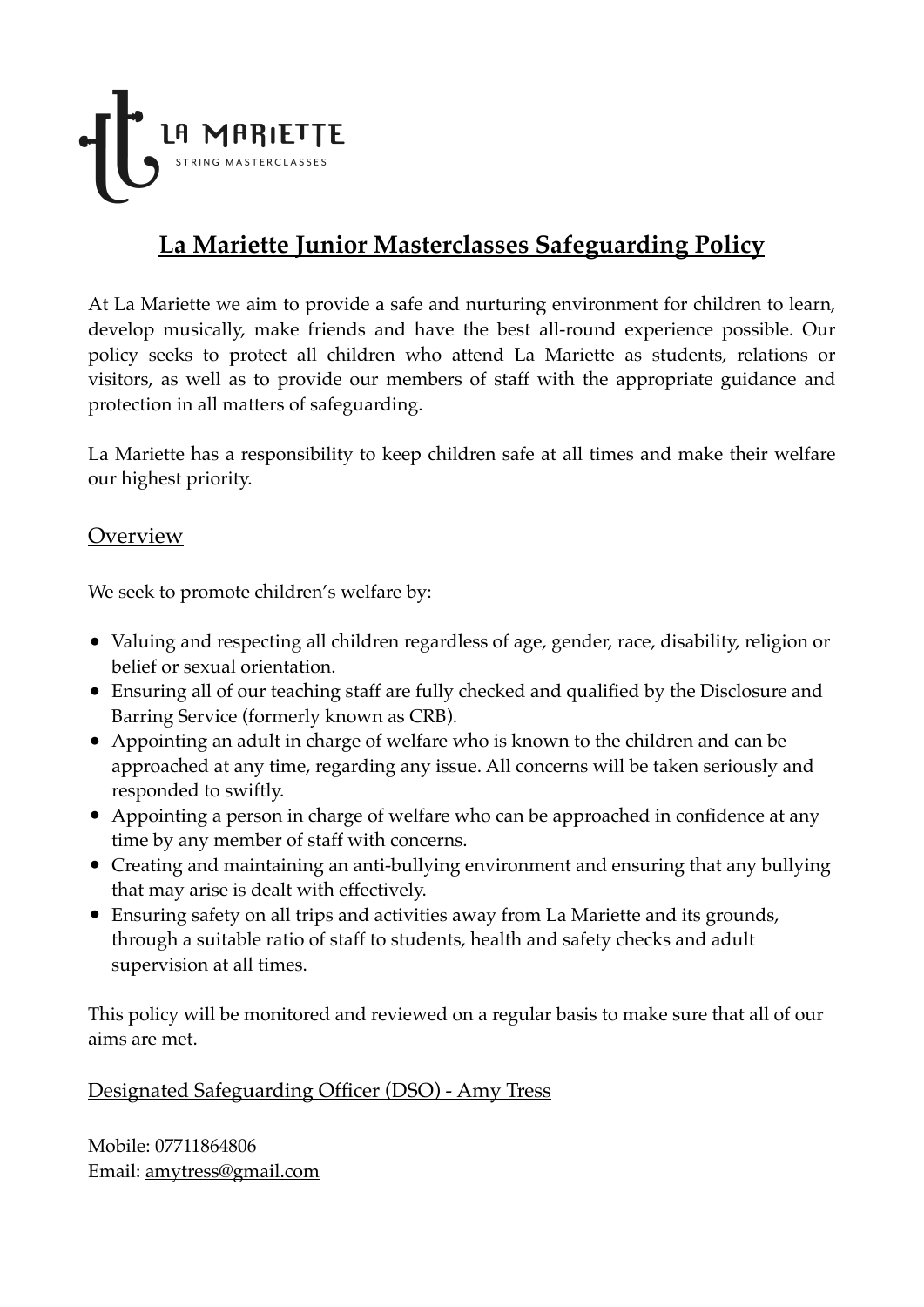LA MARIETTE
STRING MASTERCLASSES

# La Mariette Junior Masterclasses Safeguarding Policy

At La Mariette we aim to provide a safe and nurturing environment for children to learn, develop musically, make friends and have the best all-round experience possible. Our policy seeks to protect all children who attend La Mariette as students, relations or visitors, as well as to provide our members of staff with the appropriate guidance and protection in all matters of safeguarding.

La Mariette has a responsibility to keep children safe at all times and make their welfare our highest priority.

## Overview

We seek to promote children's welfare by:

- Valuing and respecting all children regardless of age, gender, race, disability, religion or belief or sexual orientation.
- Ensuring all of our teaching staff are fully checked and qualified by the Disclosure and Barring Service (formerly known as CRB).
- Appointing an adult in charge of welfare who is known to the children and can be approached at any time, regarding any issue. All concerns will be taken seriously and responded to swiftly.
- Appointing a person in charge of welfare who can be approached in confidence at any time by any member of staff with concerns.
- Creating and maintaining an anti-bullying environment and ensuring that any bullying that may arise is dealt with effectively.
- Ensuring safety on all trips and activities away from La Mariette and its grounds, through a suitable ratio of staff to students, health and safety checks and adult supervision at all times.

This policy will be monitored and reviewed on a regular basis to make sure that all of our aims are met.

## Designated Safeguarding Officer (DSO) - Amy Tress

Mobile: 07711864806
Email: amytress@gmail.com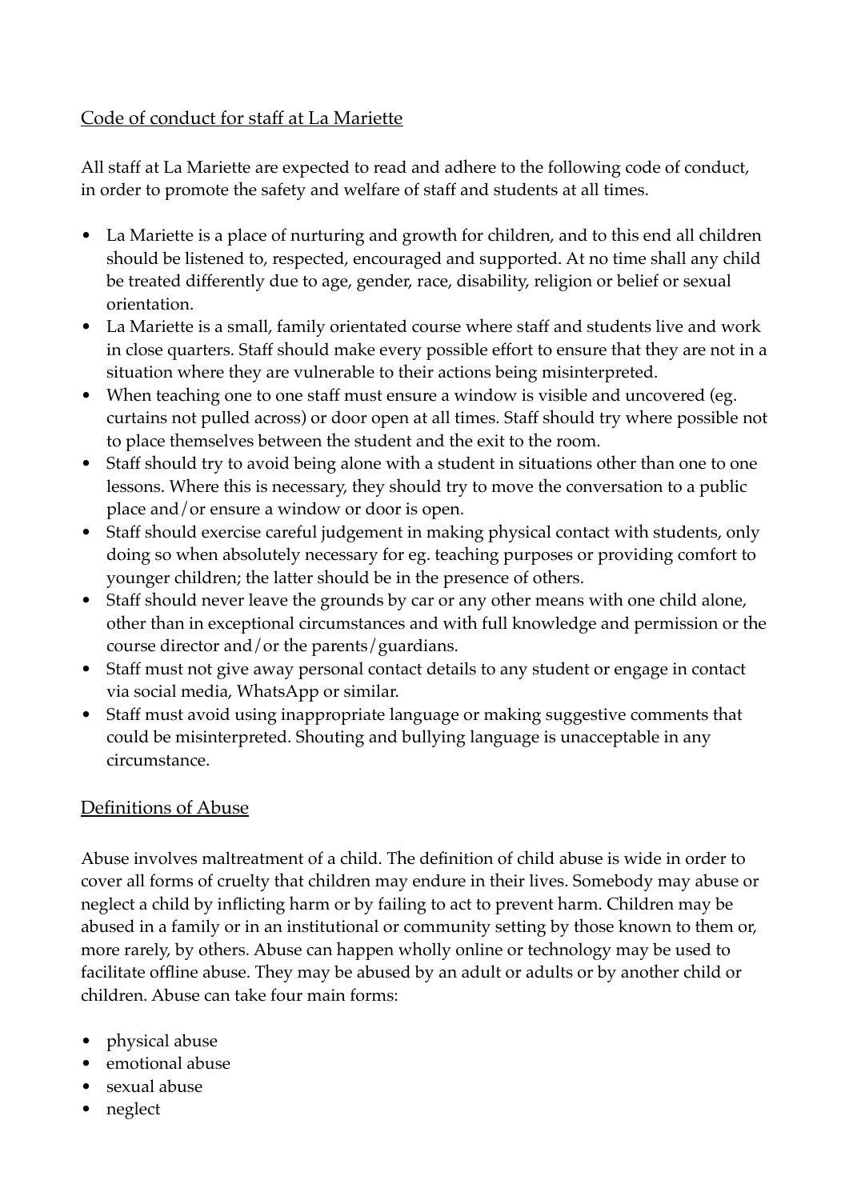## Code of conduct for staff at La Mariette

All staff at La Mariette are expected to read and adhere to the following code of conduct, in order to promote the safety and welfare of staff and students at all times.

- La Mariette is a place of nurturing and growth for children, and to this end all children should be listened to, respected, encouraged and supported. At no time shall any child be treated differently due to age, gender, race, disability, religion or belief or sexual orientation.
- La Mariette is a small, family orientated course where staff and students live and work in close quarters. Staff should make every possible effort to ensure that they are not in a situation where they are vulnerable to their actions being misinterpreted.
- When teaching one to one staff must ensure a window is visible and uncovered (eg. curtains not pulled across) or door open at all times. Staff should try where possible not to place themselves between the student and the exit to the room.
- Staff should try to avoid being alone with a student in situations other than one to one lessons. Where this is necessary, they should try to move the conversation to a public place and/or ensure a window or door is open.
- Staff should exercise careful judgement in making physical contact with students, only doing so when absolutely necessary for eg. teaching purposes or providing comfort to younger children; the latter should be in the presence of others.
- Staff should never leave the grounds by car or any other means with one child alone, other than in exceptional circumstances and with full knowledge and permission or the course director and/or the parents/guardians.
- Staff must not give away personal contact details to any student or engage in contact via social media, WhatsApp or similar.
- Staff must avoid using inappropriate language or making suggestive comments that could be misinterpreted. Shouting and bullying language is unacceptable in any circumstance.

## Definitions of Abuse

Abuse involves maltreatment of a child. The definition of child abuse is wide in order to cover all forms of cruelty that children may endure in their lives. Somebody may abuse or neglect a child by inflicting harm or by failing to act to prevent harm. Children may be abused in a family or in an institutional or community setting by those known to them or, more rarely, by others. Abuse can happen wholly online or technology may be used to facilitate offline abuse. They may be abused by an adult or adults or by another child or children. Abuse can take four main forms:

- physical abuse
- emotional abuse
- sexual abuse
- neglect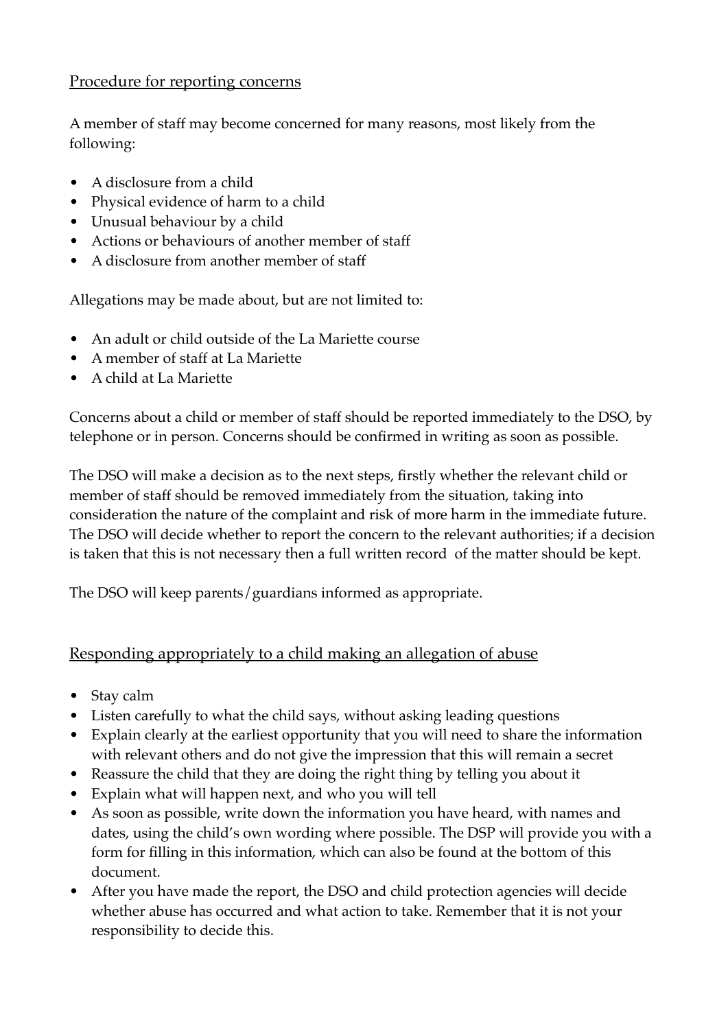## Procedure for reporting concerns

A member of staff may become concerned for many reasons, most likely from the following:

- A disclosure from a child
- Physical evidence of harm to a child
- Unusual behaviour by a child
- Actions or behaviours of another member of staff
- A disclosure from another member of staff

Allegations may be made about, but are not limited to:

- An adult or child outside of the La Mariette course
- A member of staff at La Mariette
- A child at La Mariette

Concerns about a child or member of staff should be reported immediately to the DSO, by telephone or in person. Concerns should be confirmed in writing as soon as possible.

The DSO will make a decision as to the next steps, firstly whether the relevant child or member of staff should be removed immediately from the situation, taking into consideration the nature of the complaint and risk of more harm in the immediate future. The DSO will decide whether to report the concern to the relevant authorities; if a decision is taken that this is not necessary then a full written record of the matter should be kept.

The DSO will keep parents/guardians informed as appropriate.

## Responding appropriately to a child making an allegation of abuse

- Stay calm
- Listen carefully to what the child says, without asking leading questions
- Explain clearly at the earliest opportunity that you will need to share the information with relevant others and do not give the impression that this will remain a secret
- Reassure the child that they are doing the right thing by telling you about it
- Explain what will happen next, and who you will tell
- As soon as possible, write down the information you have heard, with names and dates, using the child's own wording where possible. The DSP will provide you with a form for filling in this information, which can also be found at the bottom of this document.
- After you have made the report, the DSO and child protection agencies will decide whether abuse has occurred and what action to take. Remember that it is not your responsibility to decide this.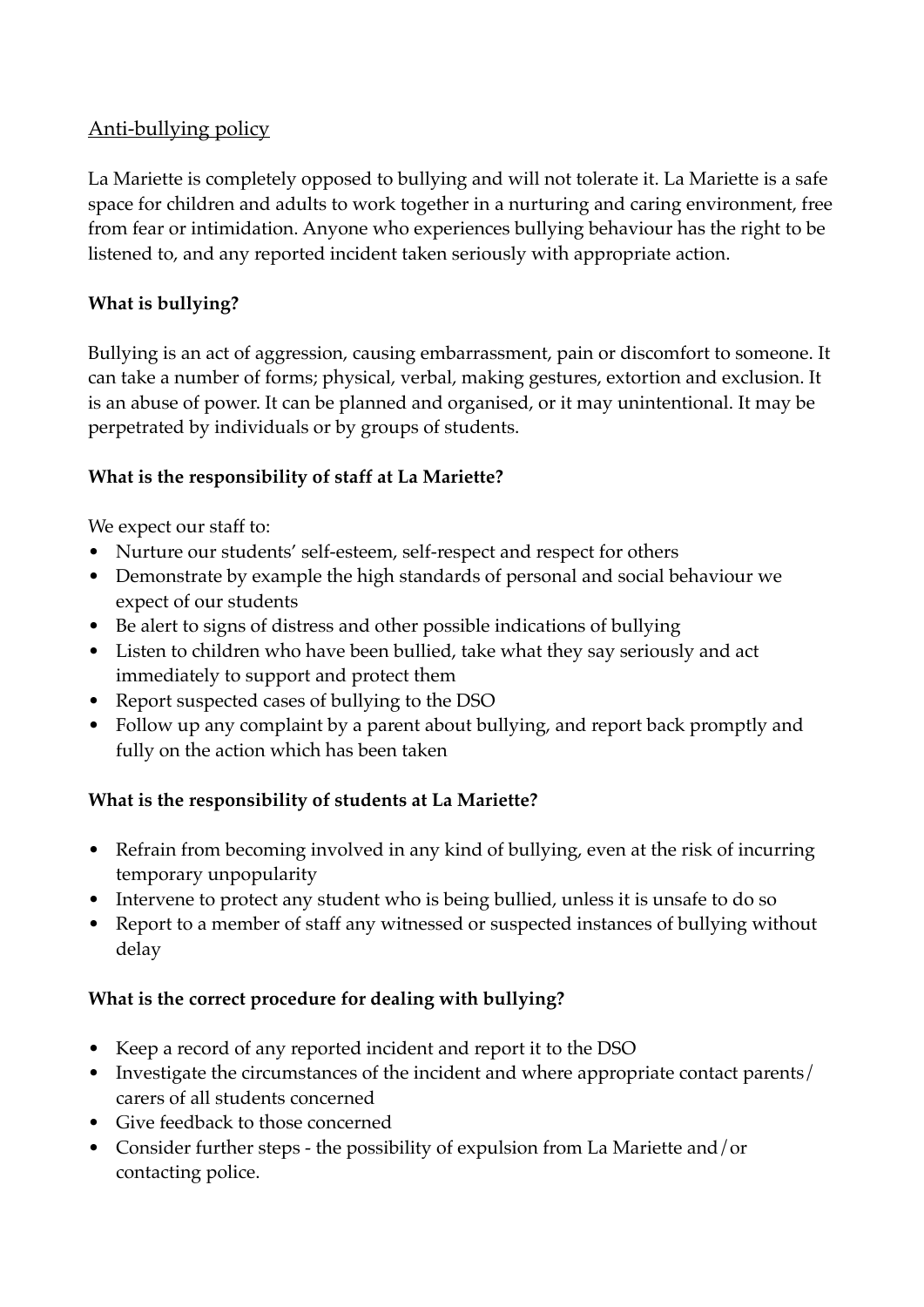## Anti-bullying policy

La Mariette is completely opposed to bullying and will not tolerate it. La Mariette is a safe space for children and adults to work together in a nurturing and caring environment, free from fear or intimidation. Anyone who experiences bullying behaviour has the right to be listened to, and any reported incident taken seriously with appropriate action.

**What is bullying?**

Bullying is an act of aggression, causing embarrassment, pain or discomfort to someone. It can take a number of forms; physical, verbal, making gestures, extortion and exclusion. It is an abuse of power. It can be planned and organised, or it may unintentional. It may be perpetrated by individuals or by groups of students.

**What is the responsibility of staff at La Mariette?**

We expect our staff to:

- Nurture our students' self-esteem, self-respect and respect for others
- Demonstrate by example the high standards of personal and social behaviour we expect of our students
- Be alert to signs of distress and other possible indications of bullying
- Listen to children who have been bullied, take what they say seriously and act immediately to support and protect them
- Report suspected cases of bullying to the DSO
- Follow up any complaint by a parent about bullying, and report back promptly and fully on the action which has been taken

**What is the responsibility of students at La Mariette?**

- Refrain from becoming involved in any kind of bullying, even at the risk of incurring temporary unpopularity
- Intervene to protect any student who is being bullied, unless it is unsafe to do so
- Report to a member of staff any witnessed or suspected instances of bullying without delay

**What is the correct procedure for dealing with bullying?**

- Keep a record of any reported incident and report it to the DSO
- Investigate the circumstances of the incident and where appropriate contact parents/carers of all students concerned
- Give feedback to those concerned
- Consider further steps - the possibility of expulsion from La Mariette and/or contacting police.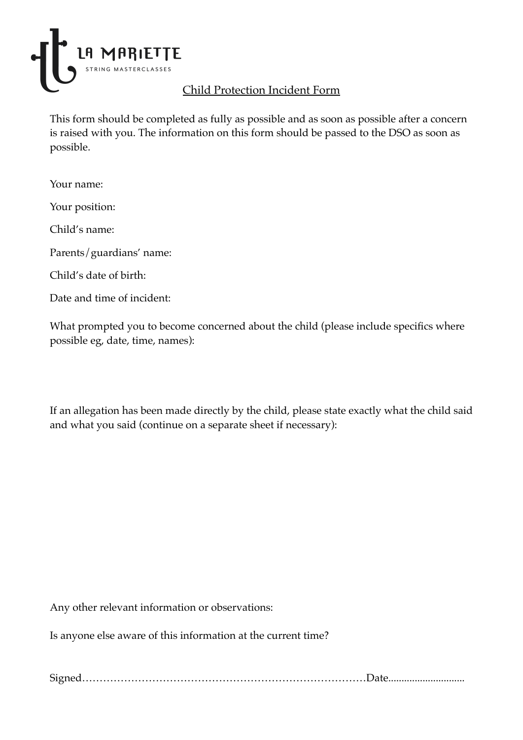LA MARIETTE
STRING MASTERCLASSES

# Child Protection Incident Form

This form should be completed as fully as possible and as soon as possible after a concern is raised with you. The information on this form should be passed to the DSO as soon as possible.

Your name:

Your position:

Child's name:

Parents/guardians' name:

Child's date of birth:

Date and time of incident:

What prompted you to become concerned about the child (please include specifics where possible eg, date, time, names):

If an allegation has been made directly by the child, please state exactly what the child said and what you said (continue on a separate sheet if necessary):

Any other relevant information or observations:

Is anyone else aware of this information at the current time?

Signed…………………………………………………………………………Date.............................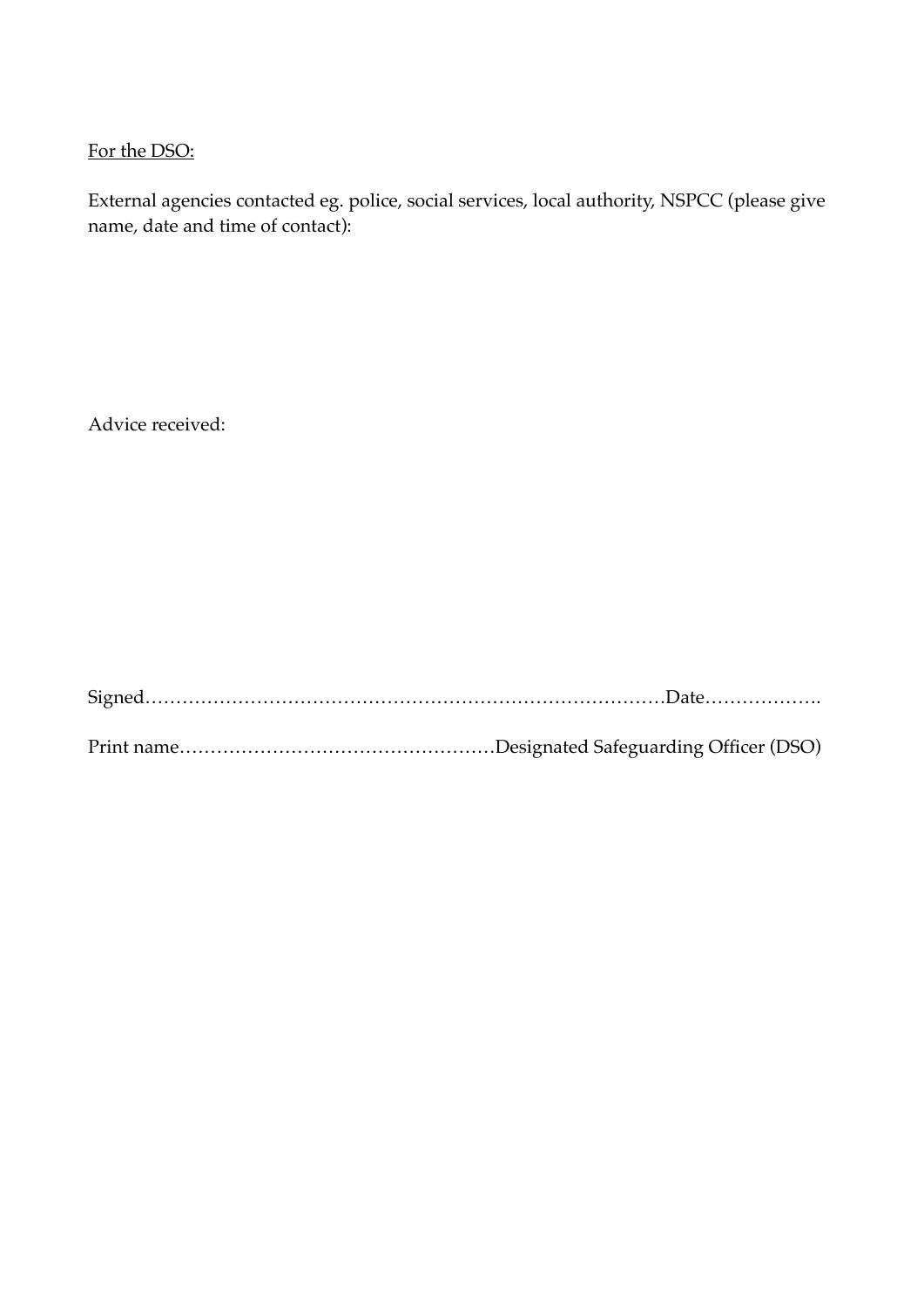For the DSO:

External agencies contacted eg. police, social services, local authority, NSPCC (please give name, date and time of contact):

Advice received:

Signed…………………………………………………………………………Date……………….

Print name……………………………………………Designated Safeguarding Officer (DSO)